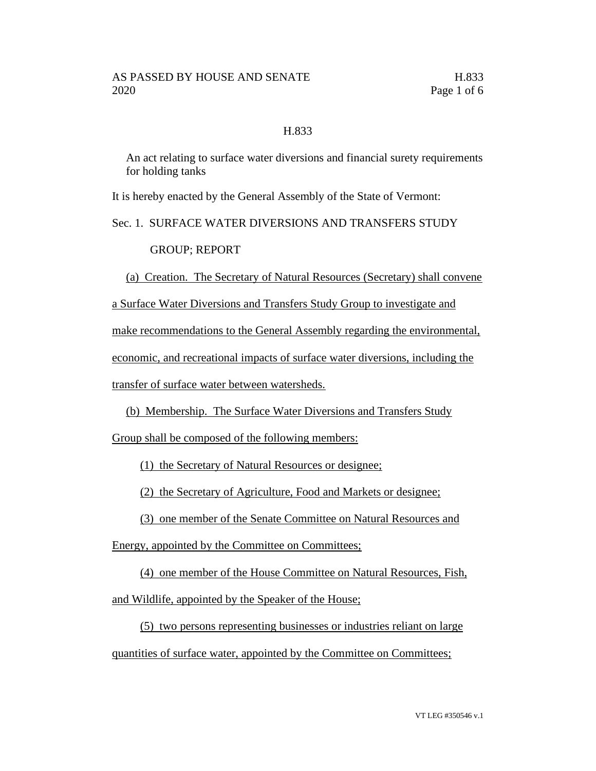# H.833

An act relating to surface water diversions and financial surety requirements for holding tanks

It is hereby enacted by the General Assembly of the State of Vermont:

## Sec. 1. SURFACE WATER DIVERSIONS AND TRANSFERS STUDY GROUP; REPORT

(a) Creation. The Secretary of Natural Resources (Secretary) shall convene a Surface Water Diversions and Transfers Study Group to investigate and make recommendations to the General Assembly regarding the environmental, economic, and recreational impacts of surface water diversions, including the transfer of surface water between watersheds.

(b) Membership. The Surface Water Diversions and Transfers Study Group shall be composed of the following members:

(1) the Secretary of Natural Resources or designee;

(2) the Secretary of Agriculture, Food and Markets or designee;

(3) one member of the Senate Committee on Natural Resources and Energy, appointed by the Committee on Committees;

(4) one member of the House Committee on Natural Resources, Fish, and Wildlife, appointed by the Speaker of the House;

(5) two persons representing businesses or industries reliant on large quantities of surface water, appointed by the Committee on Committees;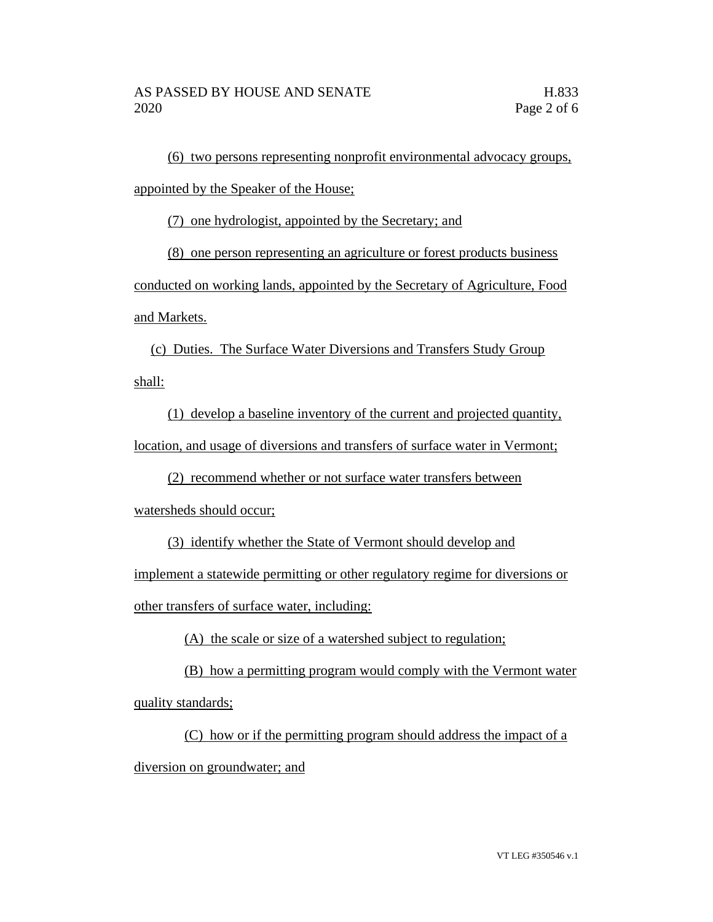(6) two persons representing nonprofit environmental advocacy groups, appointed by the Speaker of the House;

(7) one hydrologist, appointed by the Secretary; and

(8) one person representing an agriculture or forest products business conducted on working lands, appointed by the Secretary of Agriculture, Food and Markets.

(c) Duties. The Surface Water Diversions and Transfers Study Group shall:

(1) develop a baseline inventory of the current and projected quantity, location, and usage of diversions and transfers of surface water in Vermont;

(2) recommend whether or not surface water transfers between watersheds should occur;

(3) identify whether the State of Vermont should develop and implement a statewide permitting or other regulatory regime for diversions or other transfers of surface water, including:

(A) the scale or size of a watershed subject to regulation;

(B) how a permitting program would comply with the Vermont water quality standards;

(C) how or if the permitting program should address the impact of a diversion on groundwater; and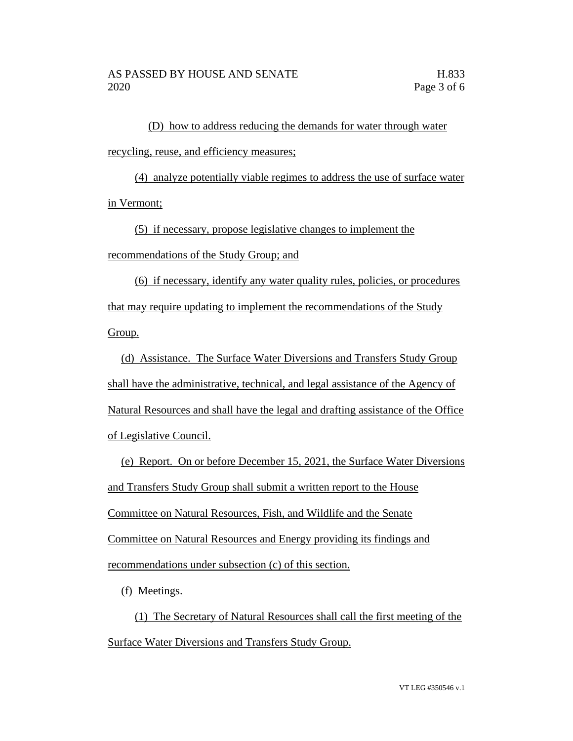(D) how to address reducing the demands for water through water recycling, reuse, and efficiency measures;

(4) analyze potentially viable regimes to address the use of surface water in Vermont;

(5) if necessary, propose legislative changes to implement the recommendations of the Study Group; and

(6) if necessary, identify any water quality rules, policies, or procedures that may require updating to implement the recommendations of the Study Group.

(d) Assistance. The Surface Water Diversions and Transfers Study Group shall have the administrative, technical, and legal assistance of the Agency of Natural Resources and shall have the legal and drafting assistance of the Office of Legislative Council.

(e) Report. On or before December 15, 2021, the Surface Water Diversions and Transfers Study Group shall submit a written report to the House Committee on Natural Resources, Fish, and Wildlife and the Senate Committee on Natural Resources and Energy providing its findings and recommendations under subsection (c) of this section.

(f) Meetings.

(1) The Secretary of Natural Resources shall call the first meeting of the Surface Water Diversions and Transfers Study Group.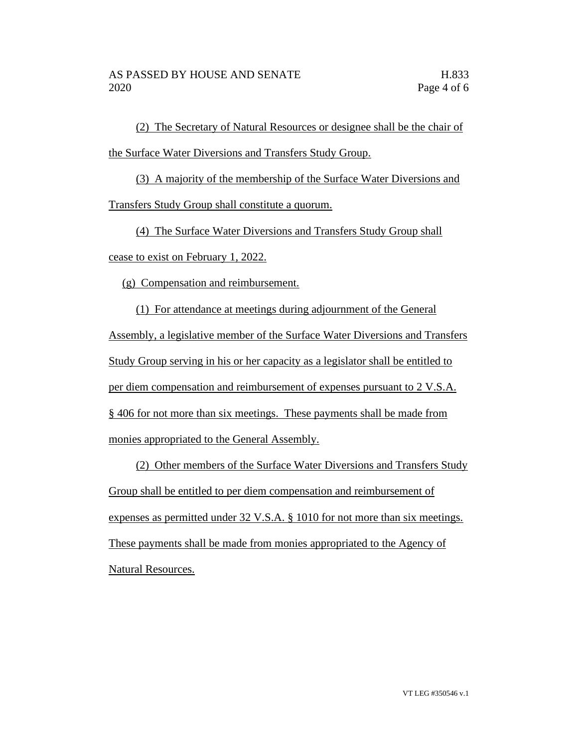(2) The Secretary of Natural Resources or designee shall be the chair of the Surface Water Diversions and Transfers Study Group.

(3) A majority of the membership of the Surface Water Diversions and Transfers Study Group shall constitute a quorum.

(4) The Surface Water Diversions and Transfers Study Group shall cease to exist on February 1, 2022.

(g) Compensation and reimbursement.

(1) For attendance at meetings during adjournment of the General Assembly, a legislative member of the Surface Water Diversions and Transfers Study Group serving in his or her capacity as a legislator shall be entitled to per diem compensation and reimbursement of expenses pursuant to 2 V.S.A. § 406 for not more than six meetings. These payments shall be made from monies appropriated to the General Assembly.

(2) Other members of the Surface Water Diversions and Transfers Study Group shall be entitled to per diem compensation and reimbursement of expenses as permitted under 32 V.S.A. § 1010 for not more than six meetings. These payments shall be made from monies appropriated to the Agency of Natural Resources.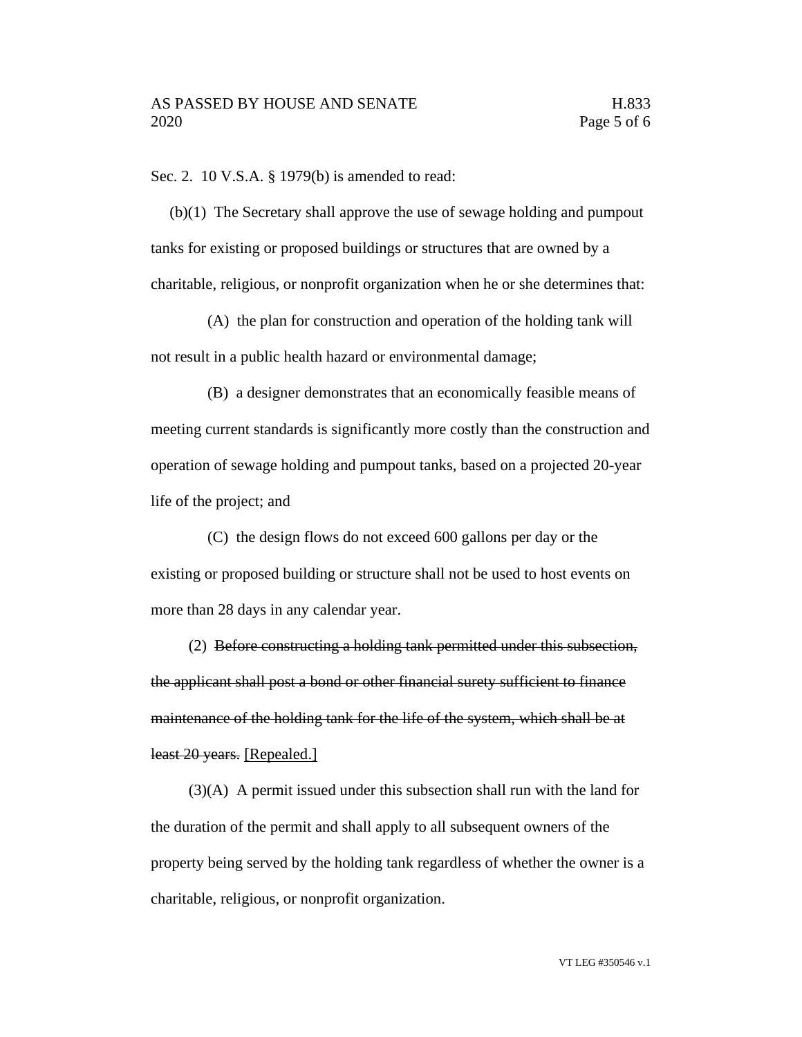Sec. 2. 10 V.S.A. § 1979(b) is amended to read:

(b)(1) The Secretary shall approve the use of sewage holding and pumpout tanks for existing or proposed buildings or structures that are owned by a charitable, religious, or nonprofit organization when he or she determines that:

(A) the plan for construction and operation of the holding tank will not result in a public health hazard or environmental damage;

(B) a designer demonstrates that an economically feasible means of meeting current standards is significantly more costly than the construction and operation of sewage holding and pumpout tanks, based on a projected 20-year life of the project; and

(C) the design flows do not exceed 600 gallons per day or the existing or proposed building or structure shall not be used to host events on more than 28 days in any calendar year.

(2) ~~Before constructing a holding tank permitted under this subsection, the applicant shall post a bond or other financial surety sufficient to finance maintenance of the holding tank for the life of the system, which shall be at least 20 years.~~ <u>[Repealed.]</u>

(3)(A) A permit issued under this subsection shall run with the land for the duration of the permit and shall apply to all subsequent owners of the property being served by the holding tank regardless of whether the owner is a charitable, religious, or nonprofit organization.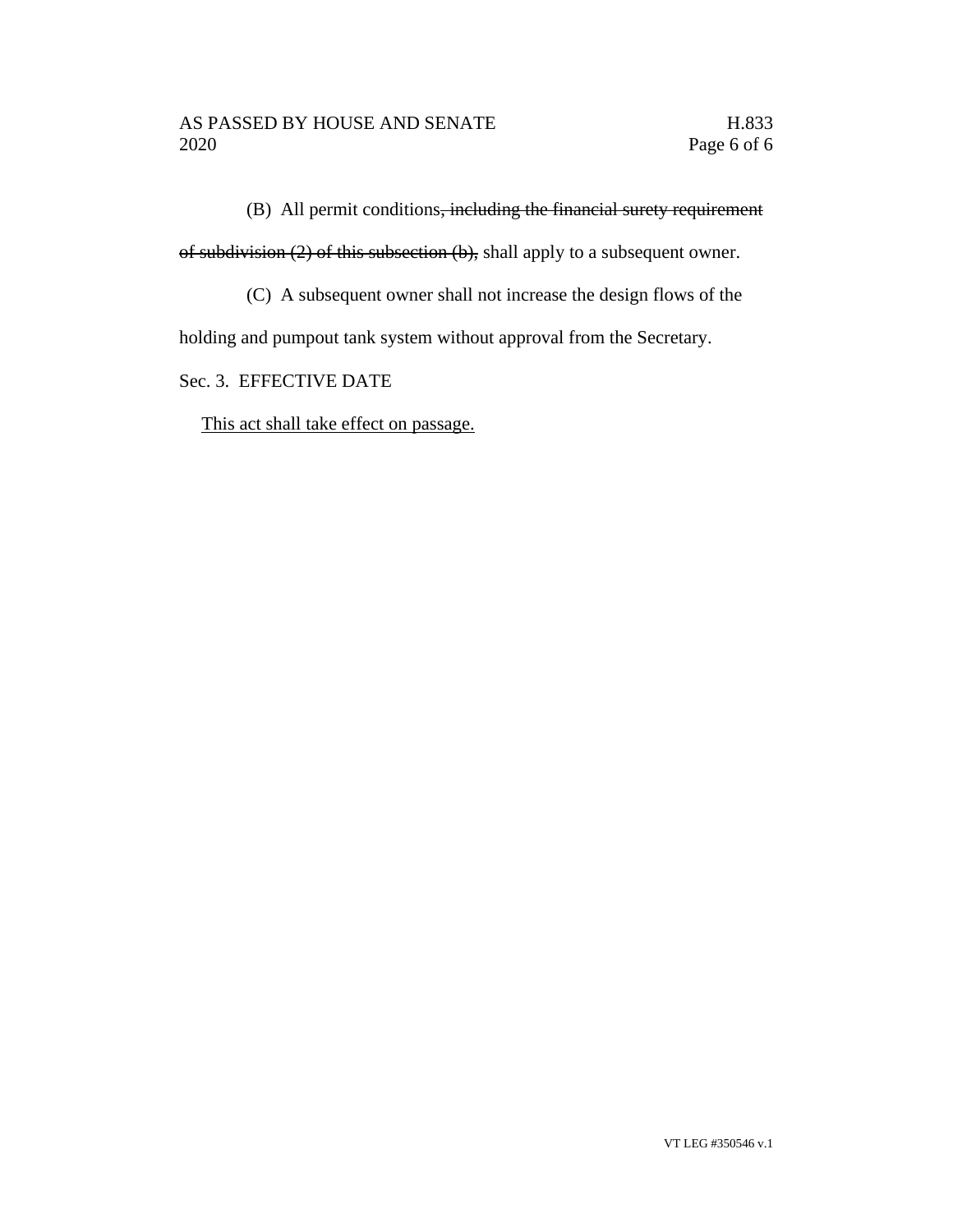(B) All permit conditions~~, including the financial surety requirement of subdivision (2) of this subsection (b),~~ shall apply to a subsequent owner.

(C) A subsequent owner shall not increase the design flows of the holding and pumpout tank system without approval from the Secretary.

Sec. 3. EFFECTIVE DATE

<u>This act shall take effect on passage.</u>